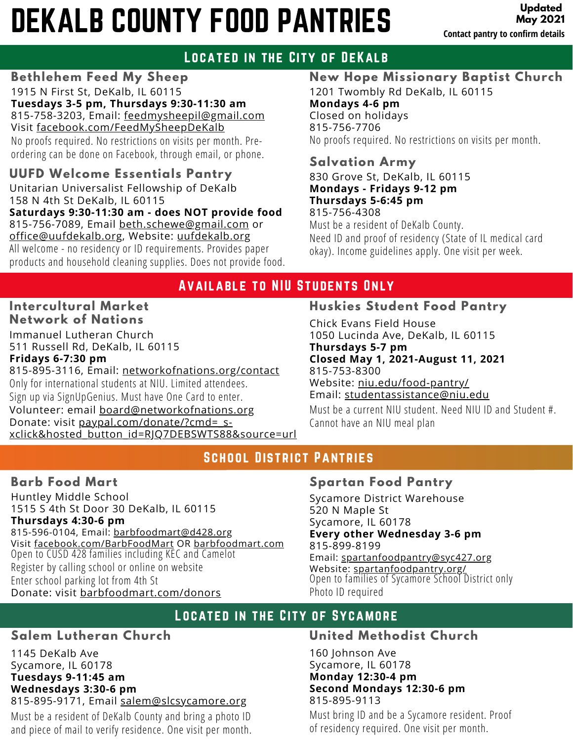# DEKALB COUNTY FOOD PANTRIES

**Updated May 2021**
**Contact pantry to confirm details**

## Located in the City of DeKalb

### Bethlehem Feed My Sheep

1915 N First St, DeKalb, IL 60115
**Tuesdays 3-5 pm, Thursdays 9:30-11:30 am**
815-758-3203, Email: feedmysheepil@gmail.com
Visit facebook.com/FeedMySheepDeKalb
No proofs required. No restrictions on visits per month. Pre-ordering can be done on Facebook, through email, or phone.

### UUFD Welcome Essentials Pantry

Unitarian Universalist Fellowship of DeKalb
158 N 4th St DeKalb, IL 60115
**Saturdays 9:30-11:30 am - does NOT provide food**
815-756-7089, Email beth.schewe@gmail.com or office@uufdekalb.org, Website: uufdekalb.org
All welcome - no residency or ID requirements. Provides paper products and household cleaning supplies. Does not provide food.

### New Hope Missionary Baptist Church

1201 Twombly Rd DeKalb, IL 60115
**Mondays 4-6 pm**
Closed on holidays
815-756-7706
No proofs required. No restrictions on visits per month.

### Salvation Army

830 Grove St, DeKalb, IL 60115
**Mondays - Fridays 9-12 pm**
**Thursdays 5-6:45 pm**
815-756-4308
Must be a resident of DeKalb County.
Need ID and proof of residency (State of IL medical card okay). Income guidelines apply. One visit per week.

## Available to NIU Students Only

### Intercultural Market Network of Nations

Immanuel Lutheran Church
511 Russell Rd, DeKalb, IL 60115
**Fridays 6-7:30 pm**
815-895-3116, Email: networkofnations.org/contact
Only for international students at NIU. Limited attendees.
Sign up via SignUpGenius. Must have One Card to enter.
Volunteer: email board@networkofnations.org
Donate: visit paypal.com/donate/?cmd=_s-xclick&hosted_button_id=RJQ7DEBSWTS88&source=url

### Huskies Student Food Pantry

Chick Evans Field House
1050 Lucinda Ave, DeKalb, IL 60115
**Thursdays 5-7 pm**
**Closed May 1, 2021-August 11, 2021**
815-753-8300
Website: niu.edu/food-pantry/
Email: studentassistance@niu.edu
Must be a current NIU student. Need NIU ID and Student #. Cannot have an NIU meal plan

## School District Pantries

### Barb Food Mart

Huntley Middle School
1515 S 4th St Door 30 DeKalb, IL 60115
**Thursdays 4:30-6 pm**
815-596-0104, Email: barbfoodmart@d428.org
Visit facebook.com/BarbFoodMart OR barbfoodmart.com
Open to CUSD 428 families including KEC and Camelot
Register by calling school or online on website
Enter school parking lot from 4th St
Donate: visit barbfoodmart.com/donors

### Spartan Food Pantry

Sycamore District Warehouse
520 N Maple St
Sycamore, IL 60178
**Every other Wednesday 3-6 pm**
815-899-8199
Email: spartanfoodpantry@syc427.org
Website: spartanfoodpantry.org/
Open to families of Sycamore School District only
Photo ID required

## Located in the City of Sycamore

### Salem Lutheran Church

1145 DeKalb Ave
Sycamore, IL 60178
**Tuesdays 9-11:45 am**
**Wednesdays 3:30-6 pm**
815-895-9171, Email salem@slcsycamore.org
Must be a resident of DeKalb County and bring a photo ID and piece of mail to verify residence. One visit per month.

### United Methodist Church

160 Johnson Ave
Sycamore, IL 60178
**Monday 12:30-4 pm**
**Second Mondays 12:30-6 pm**
815-895-9113
Must bring ID and be a Sycamore resident. Proof of residency required. One visit per month.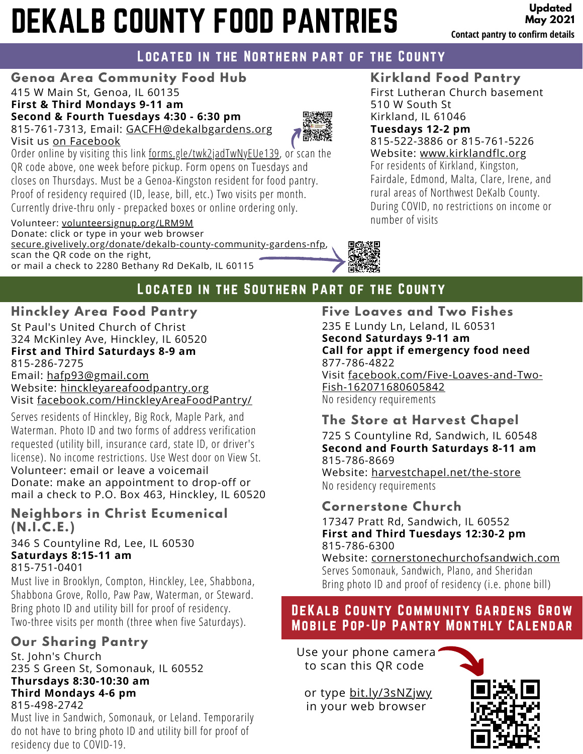# DEKALB COUNTY FOOD PANTRIES

**Updated May 2021**
**Contact pantry to confirm details**

## Located in the Northern part of the County

### Genoa Area Community Food Hub

415 W Main St, Genoa, IL 60135
**First & Third Mondays 9-11 am**
**Second & Fourth Tuesdays 4:30 - 6:30 pm**
815-761-7313, Email: GACFH@dekalbgardens.org
Visit us on Facebook

Order online by visiting this link forms.gle/twk2jadTwNyEUe139, or scan the QR code above, one week before pickup. Form opens on Tuesdays and closes on Thursdays. Must be a Genoa-Kingston resident for food pantry. Proof of residency required (ID, lease, bill, etc.) Two visits per month. Currently drive-thru only - prepacked boxes or online ordering only.

Volunteer: volunteersignup.org/LRM9M
Donate: click or type in your web browser secure.givelively.org/donate/dekalb-county-community-gardens-nfp, scan the QR code on the right, or mail a check to 2280 Bethany Rd DeKalb, IL 60115

### Kirkland Food Pantry

First Lutheran Church basement
510 W South St
Kirkland, IL 61046
**Tuesdays 12-2 pm**
815-522-3886 or 815-761-5226
Website: www.kirklandflc.org

For residents of Kirkland, Kingston, Fairdale, Edmond, Malta, Clare, Irene, and rural areas of Northwest DeKalb County. During COVID, no restrictions on income or number of visits

## Located in the Southern Part of the County

### Hinckley Area Food Pantry

St Paul's United Church of Christ
324 McKinley Ave, Hinckley, IL 60520
**First and Third Saturdays 8-9 am**
815-286-7275
Email: hafp93@gmail.com
Website: hinckleyareafoodpantry.org
Visit facebook.com/HinckleyAreaFoodPantry/

Serves residents of Hinckley, Big Rock, Maple Park, and Waterman. Photo ID and two forms of address verification requested (utility bill, insurance card, state ID, or driver's license). No income restrictions. Use West door on View St.
Volunteer: email or leave a voicemail
Donate: make an appointment to drop-off or mail a check to P.O. Box 463, Hinckley, IL 60520

### Neighbors in Christ Ecumenical (N.I.C.E.)

346 S Countyline Rd, Lee, IL 60530
**Saturdays 8:15-11 am**
815-751-0401

Must live in Brooklyn, Compton, Hinckley, Lee, Shabbona, Shabbona Grove, Rollo, Paw Paw, Waterman, or Steward. Bring photo ID and utility bill for proof of residency. Two-three visits per month (three when five Saturdays).

### Our Sharing Pantry

St. John's Church
235 S Green St, Somonauk, IL 60552
**Thursdays 8:30-10:30 am**
**Third Mondays 4-6 pm**
815-498-2742

Must live in Sandwich, Somonauk, or Leland. Temporarily do not have to bring photo ID and utility bill for proof of residency due to COVID-19.

### Five Loaves and Two Fishes

235 E Lundy Ln, Leland, IL 60531
**Second Saturdays 9-11 am**
**Call for appt if emergency food need**
877-786-4822
Visit facebook.com/Five-Loaves-and-Two-Fish-162071680605842

No residency requirements

### The Store at Harvest Chapel

725 S Countyline Rd, Sandwich, IL 60548
**Second and Fourth Saturdays 8-11 am**
815-786-8669
Website: harvestchapel.net/the-store

No residency requirements

### Cornerstone Church

17347 Pratt Rd, Sandwich, IL 60552
**First and Third Tuesdays 12:30-2 pm**
815-786-6300
Website: cornerstonechurchofsandwich.com

Serves Somonauk, Sandwich, Plano, and Sheridan
Bring photo ID and proof of residency (i.e. phone bill)

## DeKalb County Community Gardens Grow Mobile Pop-Up Pantry Monthly Calendar

Use your phone camera to scan this QR code

or type bit.ly/3sNZjwy in your web browser